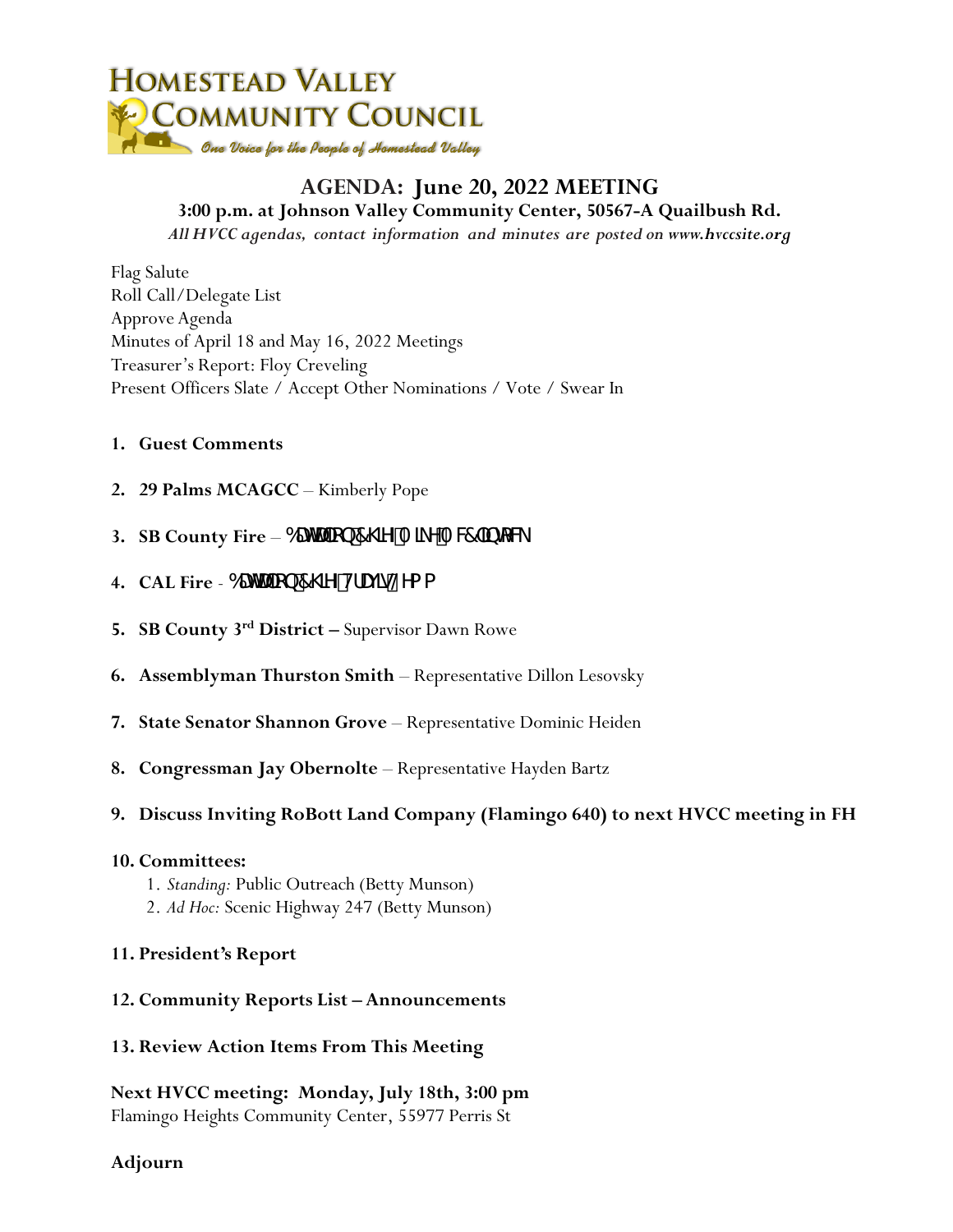# HOMESTEAD VALLEY COMMUNITY COUNCIL

*One Voice for the People of Homestead Valley*

## AGENDA: June 20, 2022 MEETING

**3:00 p.m. at Johnson Valley Community Center, 50567-A Quailbush Rd.**

*All HVCC agendas, contact information and minutes are posted on* ***www.hvccsite.org***

Flag Salute
Roll Call/Delegate List
Approve Agenda
Minutes of April 18 and May 16, 2022 Meetings
Treasurer's Report: Floy Creveling
Present Officers Slate / Accept Other Nominations / Vote / Swear In

1. **Guest Comments**

2. **29 Palms MCAGCC** – Kimberly Pope

3. **SB County Fire** – %DWWDOLRQ&KLHI0LNH0F&DQQDFN

4. **CAL Fire** - %DWWDOLRQ&KLHI7UDYLV/HPP

5. **SB County 3rd District –** Supervisor Dawn Rowe

6. **Assemblyman Thurston Smith** – Representative Dillon Lesovsky

7. **State Senator Shannon Grove** – Representative Dominic Heiden

8. **Congressman Jay Obernolte** – Representative Hayden Bartz

9. **Discuss Inviting RoBott Land Company (Flamingo 640) to next HVCC meeting in FH**

10. **Committees:**
    1. *Standing:* Public Outreach (Betty Munson)
    2. *Ad Hoc:* Scenic Highway 247 (Betty Munson)

11. **President's Report**

12. **Community Reports List – Announcements**

13. **Review Action Items From This Meeting**

**Next HVCC meeting: Monday, July 18th, 3:00 pm**
Flamingo Heights Community Center, 55977 Perris St

**Adjourn**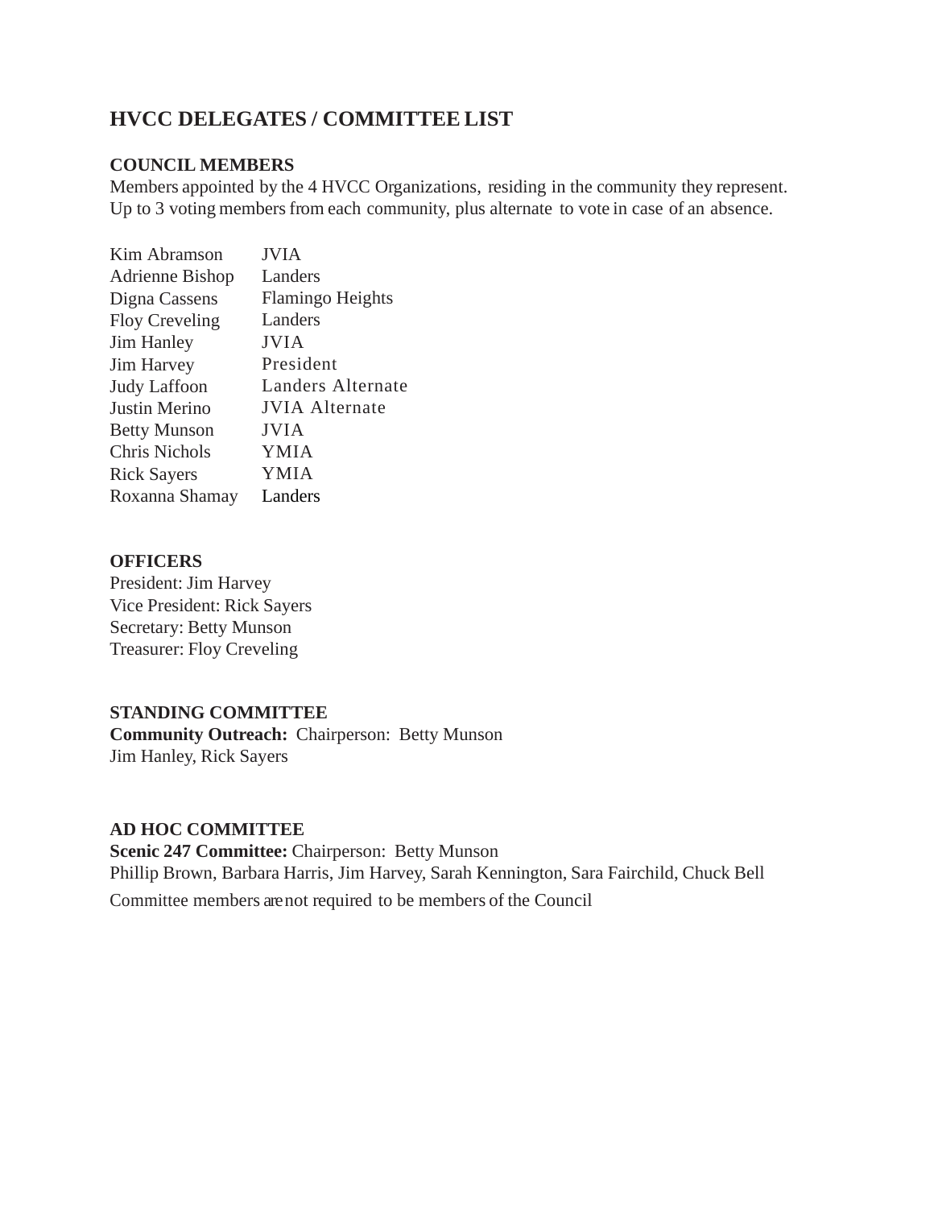# HVCC DELEGATES / COMMITTEE LIST

### COUNCIL MEMBERS

Members appointed by the 4 HVCC Organizations, residing in the community they represent. Up to 3 voting members from each community, plus alternate to vote in case of an absence.

| | |
|---|---|
| Kim Abramson | JVIA |
| Adrienne Bishop | Landers |
| Digna Cassens | Flamingo Heights |
| Floy Creveling | Landers |
| Jim Hanley | JVIA |
| Jim Harvey | President |
| Judy Laffoon | Landers Alternate |
| Justin Merino | JVIA Alternate |
| Betty Munson | JVIA |
| Chris Nichols | YMIA |
| Rick Sayers | YMIA |
| Roxanna Shamay | Landers |

### OFFICERS

President: Jim Harvey
Vice President: Rick Sayers
Secretary: Betty Munson
Treasurer: Floy Creveling

### STANDING COMMITTEE

**Community Outreach:** Chairperson: Betty Munson
Jim Hanley, Rick Sayers

### AD HOC COMMITTEE

**Scenic 247 Committee:** Chairperson: Betty Munson
Phillip Brown, Barbara Harris, Jim Harvey, Sarah Kennington, Sara Fairchild, Chuck Bell
Committee members are not required to be members of the Council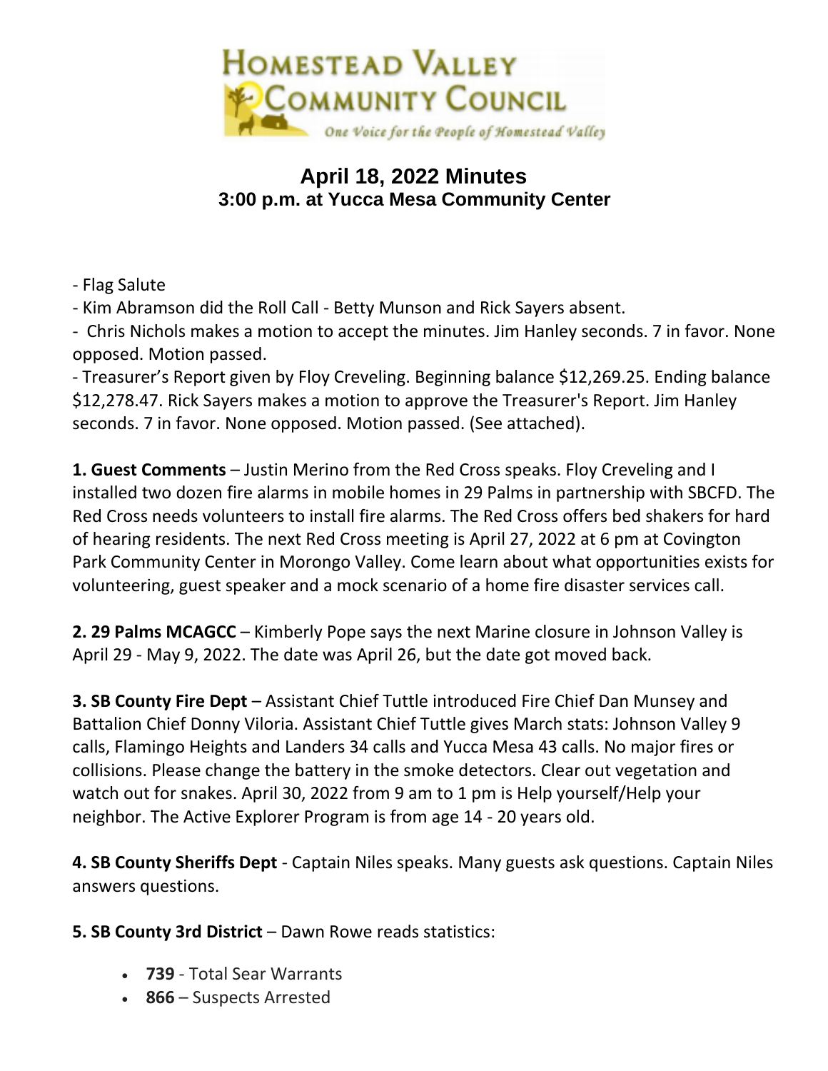HOMESTEAD VALLEY COMMUNITY COUNCIL

*One Voice for the People of Homestead Valley*

## April 18, 2022 Minutes
### 3:00 p.m. at Yucca Mesa Community Center

- Flag Salute
- Kim Abramson did the Roll Call - Betty Munson and Rick Sayers absent.
- Chris Nichols makes a motion to accept the minutes. Jim Hanley seconds. 7 in favor. None opposed. Motion passed.
- Treasurer's Report given by Floy Creveling. Beginning balance $12,269.25. Ending balance $12,278.47. Rick Sayers makes a motion to approve the Treasurer's Report. Jim Hanley seconds. 7 in favor. None opposed. Motion passed. (See attached).

**1. Guest Comments** – Justin Merino from the Red Cross speaks. Floy Creveling and I installed two dozen fire alarms in mobile homes in 29 Palms in partnership with SBCFD. The Red Cross needs volunteers to install fire alarms. The Red Cross offers bed shakers for hard of hearing residents. The next Red Cross meeting is April 27, 2022 at 6 pm at Covington Park Community Center in Morongo Valley. Come learn about what opportunities exists for volunteering, guest speaker and a mock scenario of a home fire disaster services call.

**2. 29 Palms MCAGCC** – Kimberly Pope says the next Marine closure in Johnson Valley is April 29 - May 9, 2022. The date was April 26, but the date got moved back.

**3. SB County Fire Dept** – Assistant Chief Tuttle introduced Fire Chief Dan Munsey and Battalion Chief Donny Viloria. Assistant Chief Tuttle gives March stats: Johnson Valley 9 calls, Flamingo Heights and Landers 34 calls and Yucca Mesa 43 calls. No major fires or collisions. Please change the battery in the smoke detectors. Clear out vegetation and watch out for snakes. April 30, 2022 from 9 am to 1 pm is Help yourself/Help your neighbor. The Active Explorer Program is from age 14 - 20 years old.

**4. SB County Sheriffs Dept** - Captain Niles speaks. Many guests ask questions. Captain Niles answers questions.

**5. SB County 3rd District** – Dawn Rowe reads statistics:

- **739** - Total Sear Warrants
- **866** – Suspects Arrested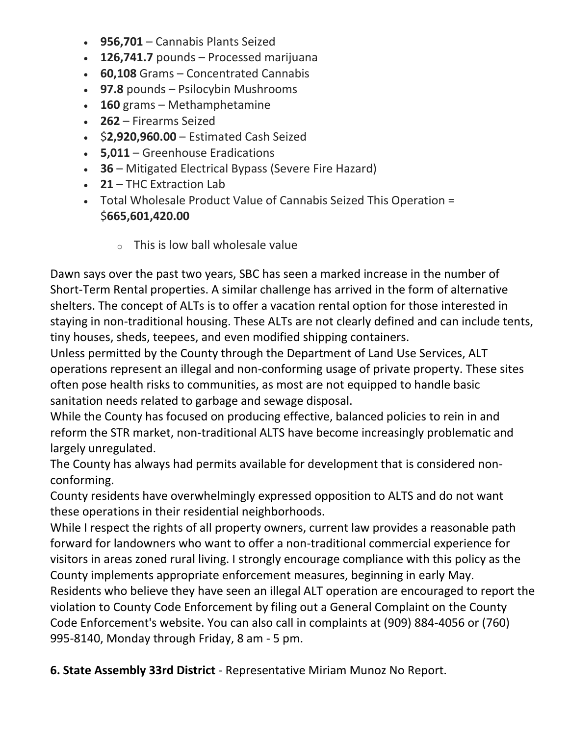- **956,701** – Cannabis Plants Seized
- **126,741.7** pounds – Processed marijuana
- **60,108** Grams – Concentrated Cannabis
- **97.8** pounds – Psilocybin Mushrooms
- **160** grams – Methamphetamine
- **262** – Firearms Seized
- $**2,920,960.00** – Estimated Cash Seized
- **5,011** – Greenhouse Eradications
- **36** – Mitigated Electrical Bypass (Severe Fire Hazard)
- **21** – THC Extraction Lab
- Total Wholesale Product Value of Cannabis Seized This Operation = $**665,601,420.00**
    - This is low ball wholesale value

Dawn says over the past two years, SBC has seen a marked increase in the number of Short-Term Rental properties. A similar challenge has arrived in the form of alternative shelters. The concept of ALTs is to offer a vacation rental option for those interested in staying in non-traditional housing. These ALTs are not clearly defined and can include tents, tiny houses, sheds, teepees, and even modified shipping containers.
Unless permitted by the County through the Department of Land Use Services, ALT operations represent an illegal and non-conforming usage of private property. These sites often pose health risks to communities, as most are not equipped to handle basic sanitation needs related to garbage and sewage disposal.
While the County has focused on producing effective, balanced policies to rein in and reform the STR market, non-traditional ALTS have become increasingly problematic and largely unregulated.
The County has always had permits available for development that is considered non-conforming.
County residents have overwhelmingly expressed opposition to ALTS and do not want these operations in their residential neighborhoods.
While I respect the rights of all property owners, current law provides a reasonable path forward for landowners who want to offer a non-traditional commercial experience for visitors in areas zoned rural living. I strongly encourage compliance with this policy as the County implements appropriate enforcement measures, beginning in early May.
Residents who believe they have seen an illegal ALT operation are encouraged to report the violation to County Code Enforcement by filing out a General Complaint on the County Code Enforcement's website. You can also call in complaints at (909) 884-4056 or (760) 995-8140, Monday through Friday, 8 am - 5 pm.

**6. State Assembly 33rd District** - Representative Miriam Munoz No Report.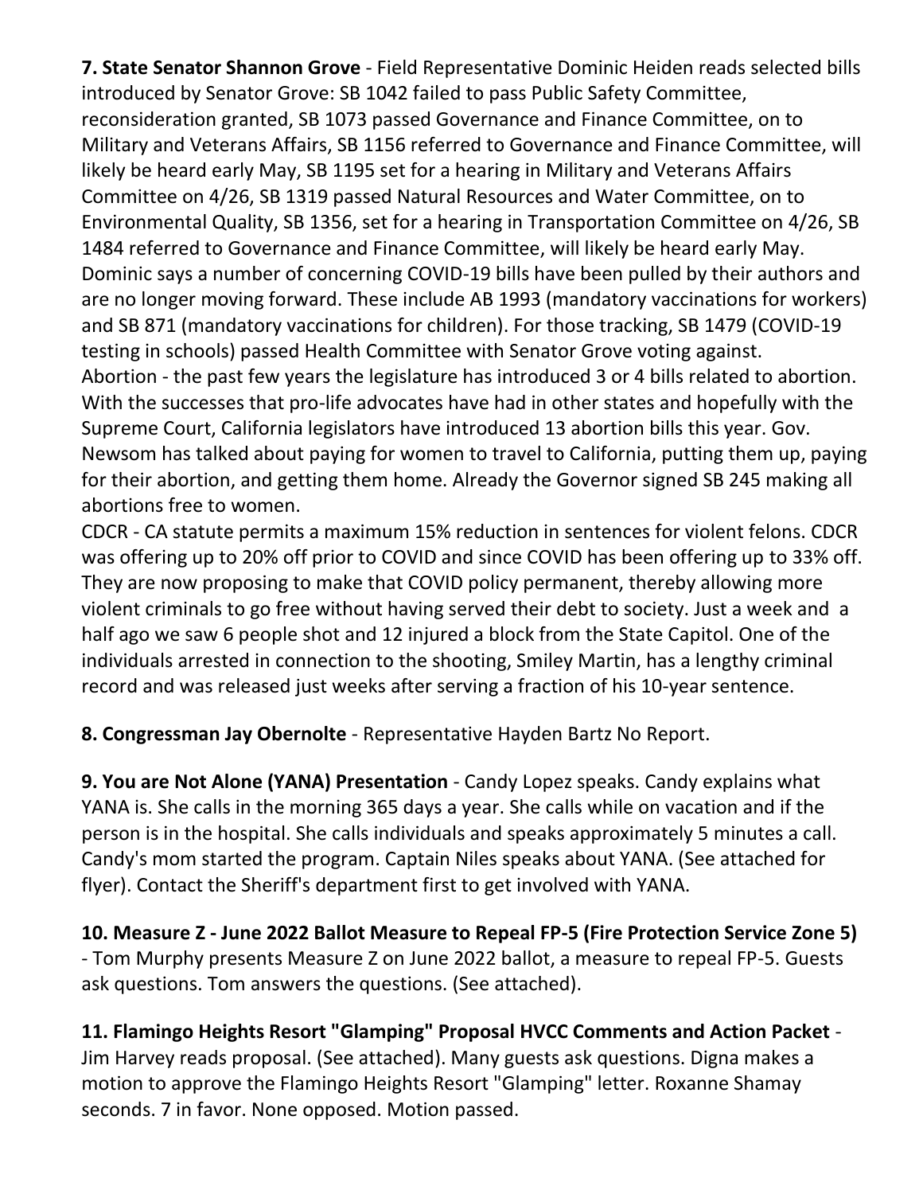**7. State Senator Shannon Grove** - Field Representative Dominic Heiden reads selected bills introduced by Senator Grove: SB 1042 failed to pass Public Safety Committee, reconsideration granted, SB 1073 passed Governance and Finance Committee, on to Military and Veterans Affairs, SB 1156 referred to Governance and Finance Committee, will likely be heard early May, SB 1195 set for a hearing in Military and Veterans Affairs Committee on 4/26, SB 1319 passed Natural Resources and Water Committee, on to Environmental Quality, SB 1356, set for a hearing in Transportation Committee on 4/26, SB 1484 referred to Governance and Finance Committee, will likely be heard early May. Dominic says a number of concerning COVID-19 bills have been pulled by their authors and are no longer moving forward. These include AB 1993 (mandatory vaccinations for workers) and SB 871 (mandatory vaccinations for children). For those tracking, SB 1479 (COVID-19 testing in schools) passed Health Committee with Senator Grove voting against.
Abortion - the past few years the legislature has introduced 3 or 4 bills related to abortion. With the successes that pro-life advocates have had in other states and hopefully with the Supreme Court, California legislators have introduced 13 abortion bills this year. Gov. Newsom has talked about paying for women to travel to California, putting them up, paying for their abortion, and getting them home. Already the Governor signed SB 245 making all abortions free to women.
CDCR - CA statute permits a maximum 15% reduction in sentences for violent felons. CDCR was offering up to 20% off prior to COVID and since COVID has been offering up to 33% off. They are now proposing to make that COVID policy permanent, thereby allowing more violent criminals to go free without having served their debt to society. Just a week and a half ago we saw 6 people shot and 12 injured a block from the State Capitol. One of the individuals arrested in connection to the shooting, Smiley Martin, has a lengthy criminal record and was released just weeks after serving a fraction of his 10-year sentence.

**8. Congressman Jay Obernolte** - Representative Hayden Bartz No Report.

**9. You are Not Alone (YANA) Presentation** - Candy Lopez speaks. Candy explains what YANA is. She calls in the morning 365 days a year. She calls while on vacation and if the person is in the hospital. She calls individuals and speaks approximately 5 minutes a call. Candy's mom started the program. Captain Niles speaks about YANA. (See attached for flyer). Contact the Sheriff's department first to get involved with YANA.

**10. Measure Z - June 2022 Ballot Measure to Repeal FP-5 (Fire Protection Service Zone 5)** - Tom Murphy presents Measure Z on June 2022 ballot, a measure to repeal FP-5. Guests ask questions. Tom answers the questions. (See attached).

**11. Flamingo Heights Resort "Glamping" Proposal HVCC Comments and Action Packet** - Jim Harvey reads proposal. (See attached). Many guests ask questions. Digna makes a motion to approve the Flamingo Heights Resort "Glamping" letter. Roxanne Shamay seconds. 7 in favor. None opposed. Motion passed.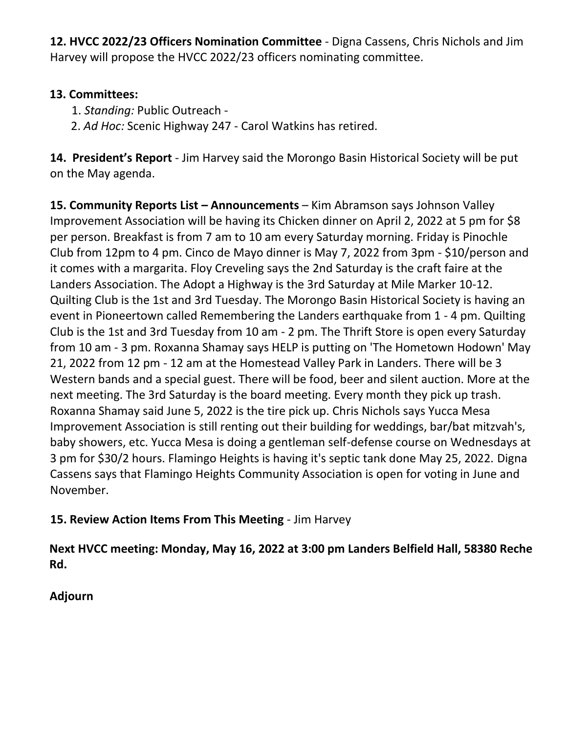**12. HVCC 2022/23 Officers Nomination Committee** - Digna Cassens, Chris Nichols and Jim Harvey will propose the HVCC 2022/23 officers nominating committee.

**13. Committees:**

1. *Standing:* Public Outreach -
2. *Ad Hoc:* Scenic Highway 247 - Carol Watkins has retired.

**14. President's Report** - Jim Harvey said the Morongo Basin Historical Society will be put on the May agenda.

**15. Community Reports List – Announcements** – Kim Abramson says Johnson Valley Improvement Association will be having its Chicken dinner on April 2, 2022 at 5 pm for $8 per person. Breakfast is from 7 am to 10 am every Saturday morning. Friday is Pinochle Club from 12pm to 4 pm. Cinco de Mayo dinner is May 7, 2022 from 3pm - $10/person and it comes with a margarita. Floy Creveling says the 2nd Saturday is the craft faire at the Landers Association. The Adopt a Highway is the 3rd Saturday at Mile Marker 10-12. Quilting Club is the 1st and 3rd Tuesday. The Morongo Basin Historical Society is having an event in Pioneertown called Remembering the Landers earthquake from 1 - 4 pm. Quilting Club is the 1st and 3rd Tuesday from 10 am - 2 pm. The Thrift Store is open every Saturday from 10 am - 3 pm. Roxanna Shamay says HELP is putting on 'The Hometown Hodown' May 21, 2022 from 12 pm - 12 am at the Homestead Valley Park in Landers. There will be 3 Western bands and a special guest. There will be food, beer and silent auction. More at the next meeting. The 3rd Saturday is the board meeting. Every month they pick up trash. Roxanna Shamay said June 5, 2022 is the tire pick up. Chris Nichols says Yucca Mesa Improvement Association is still renting out their building for weddings, bar/bat mitzvah's, baby showers, etc. Yucca Mesa is doing a gentleman self-defense course on Wednesdays at 3 pm for $30/2 hours. Flamingo Heights is having it's septic tank done May 25, 2022. Digna Cassens says that Flamingo Heights Community Association is open for voting in June and November.

**15. Review Action Items From This Meeting** - Jim Harvey

**Next HVCC meeting: Monday, May 16, 2022 at 3:00 pm Landers Belfield Hall, 58380 Reche Rd.**

**Adjourn**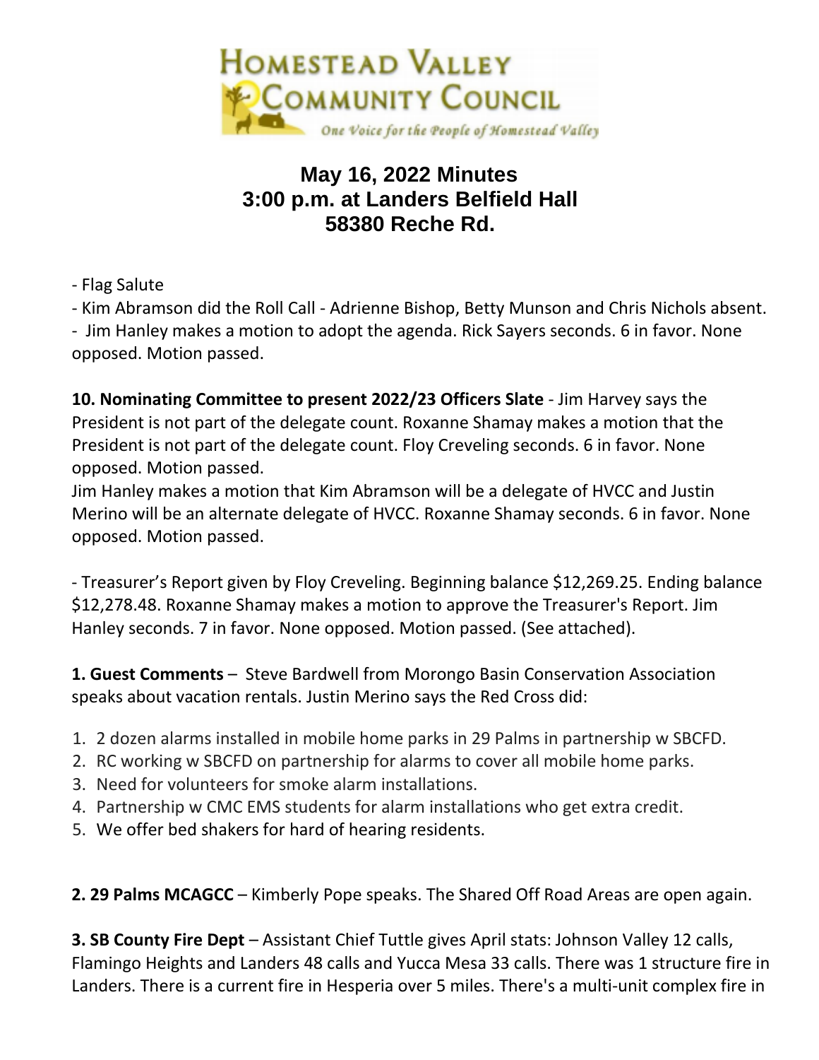# May 16, 2022 Minutes
# 3:00 p.m. at Landers Belfield Hall
# 58380 Reche Rd.

- Flag Salute
- Kim Abramson did the Roll Call - Adrienne Bishop, Betty Munson and Chris Nichols absent.
- Jim Hanley makes a motion to adopt the agenda. Rick Sayers seconds. 6 in favor. None opposed. Motion passed.

**10. Nominating Committee to present 2022/23 Officers Slate** - Jim Harvey says the President is not part of the delegate count. Roxanne Shamay makes a motion that the President is not part of the delegate count. Floy Creveling seconds. 6 in favor. None opposed. Motion passed.
Jim Hanley makes a motion that Kim Abramson will be a delegate of HVCC and Justin Merino will be an alternate delegate of HVCC. Roxanne Shamay seconds. 6 in favor. None opposed. Motion passed.

- Treasurer's Report given by Floy Creveling. Beginning balance $12,269.25. Ending balance $12,278.48. Roxanne Shamay makes a motion to approve the Treasurer's Report. Jim Hanley seconds. 7 in favor. None opposed. Motion passed. (See attached).

**1. Guest Comments** – Steve Bardwell from Morongo Basin Conservation Association speaks about vacation rentals. Justin Merino says the Red Cross did:

1. 2 dozen alarms installed in mobile home parks in 29 Palms in partnership w SBCFD.
2. RC working w SBCFD on partnership for alarms to cover all mobile home parks.
3. Need for volunteers for smoke alarm installations.
4. Partnership w CMC EMS students for alarm installations who get extra credit.
5. We offer bed shakers for hard of hearing residents.

**2. 29 Palms MCAGCC** – Kimberly Pope speaks. The Shared Off Road Areas are open again.

**3. SB County Fire Dept** – Assistant Chief Tuttle gives April stats: Johnson Valley 12 calls, Flamingo Heights and Landers 48 calls and Yucca Mesa 33 calls. There was 1 structure fire in Landers. There is a current fire in Hesperia over 5 miles. There's a multi-unit complex fire in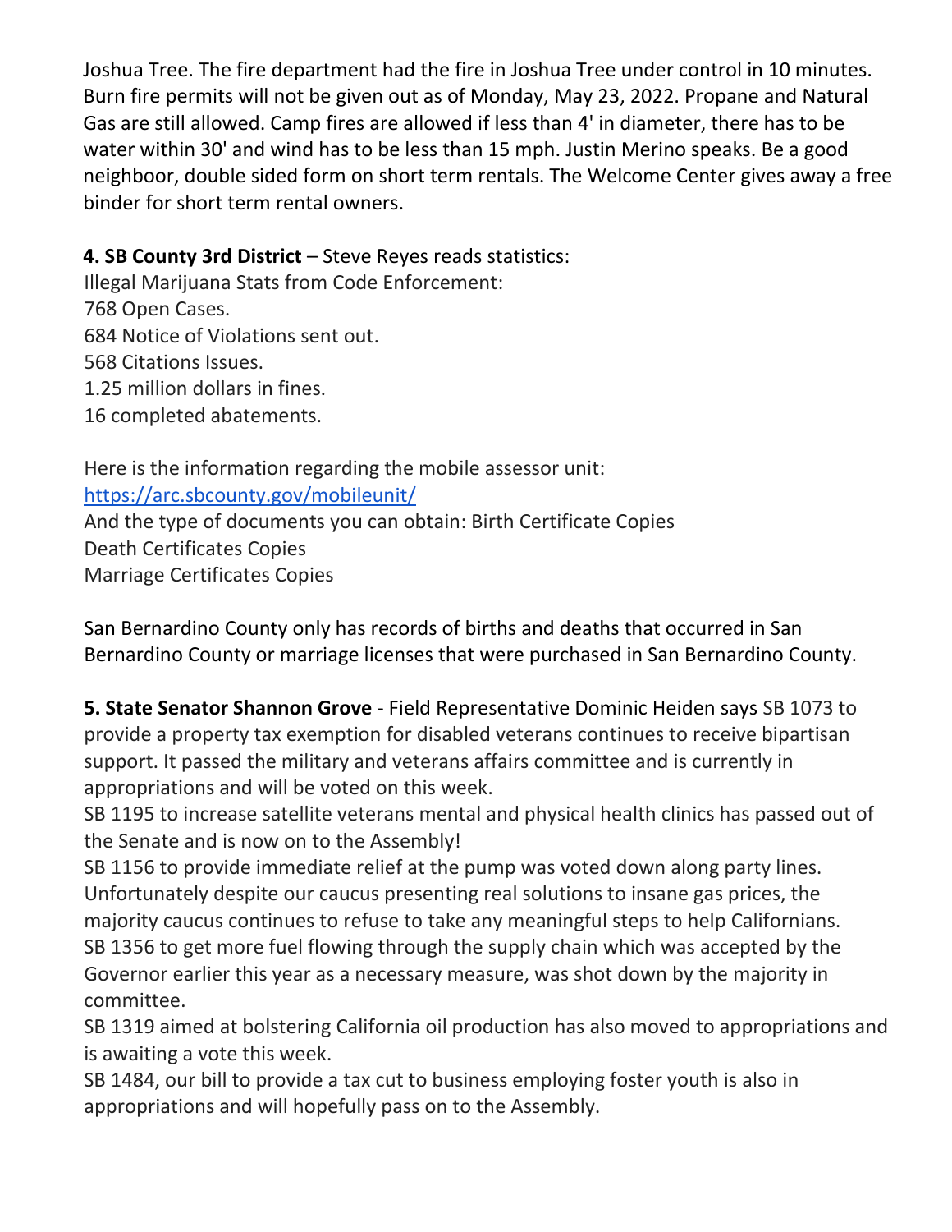Joshua Tree. The fire department had the fire in Joshua Tree under control in 10 minutes. Burn fire permits will not be given out as of Monday, May 23, 2022. Propane and Natural Gas are still allowed. Camp fires are allowed if less than 4' in diameter, there has to be water within 30' and wind has to be less than 15 mph. Justin Merino speaks. Be a good neighboor, double sided form on short term rentals. The Welcome Center gives away a free binder for short term rental owners.

**4. SB County 3rd District** – Steve Reyes reads statistics:
Illegal Marijuana Stats from Code Enforcement:
768 Open Cases.
684 Notice of Violations sent out.
568 Citations Issues.
1.25 million dollars in fines.
16 completed abatements.

Here is the information regarding the mobile assessor unit:
https://arc.sbcounty.gov/mobileunit/
And the type of documents you can obtain: Birth Certificate Copies
Death Certificates Copies
Marriage Certificates Copies

San Bernardino County only has records of births and deaths that occurred in San Bernardino County or marriage licenses that were purchased in San Bernardino County.

**5. State Senator Shannon Grove** - Field Representative Dominic Heiden says SB 1073 to provide a property tax exemption for disabled veterans continues to receive bipartisan support. It passed the military and veterans affairs committee and is currently in appropriations and will be voted on this week.
SB 1195 to increase satellite veterans mental and physical health clinics has passed out of the Senate and is now on to the Assembly!
SB 1156 to provide immediate relief at the pump was voted down along party lines. Unfortunately despite our caucus presenting real solutions to insane gas prices, the majority caucus continues to refuse to take any meaningful steps to help Californians.
SB 1356 to get more fuel flowing through the supply chain which was accepted by the Governor earlier this year as a necessary measure, was shot down by the majority in committee.
SB 1319 aimed at bolstering California oil production has also moved to appropriations and is awaiting a vote this week.
SB 1484, our bill to provide a tax cut to business employing foster youth is also in appropriations and will hopefully pass on to the Assembly.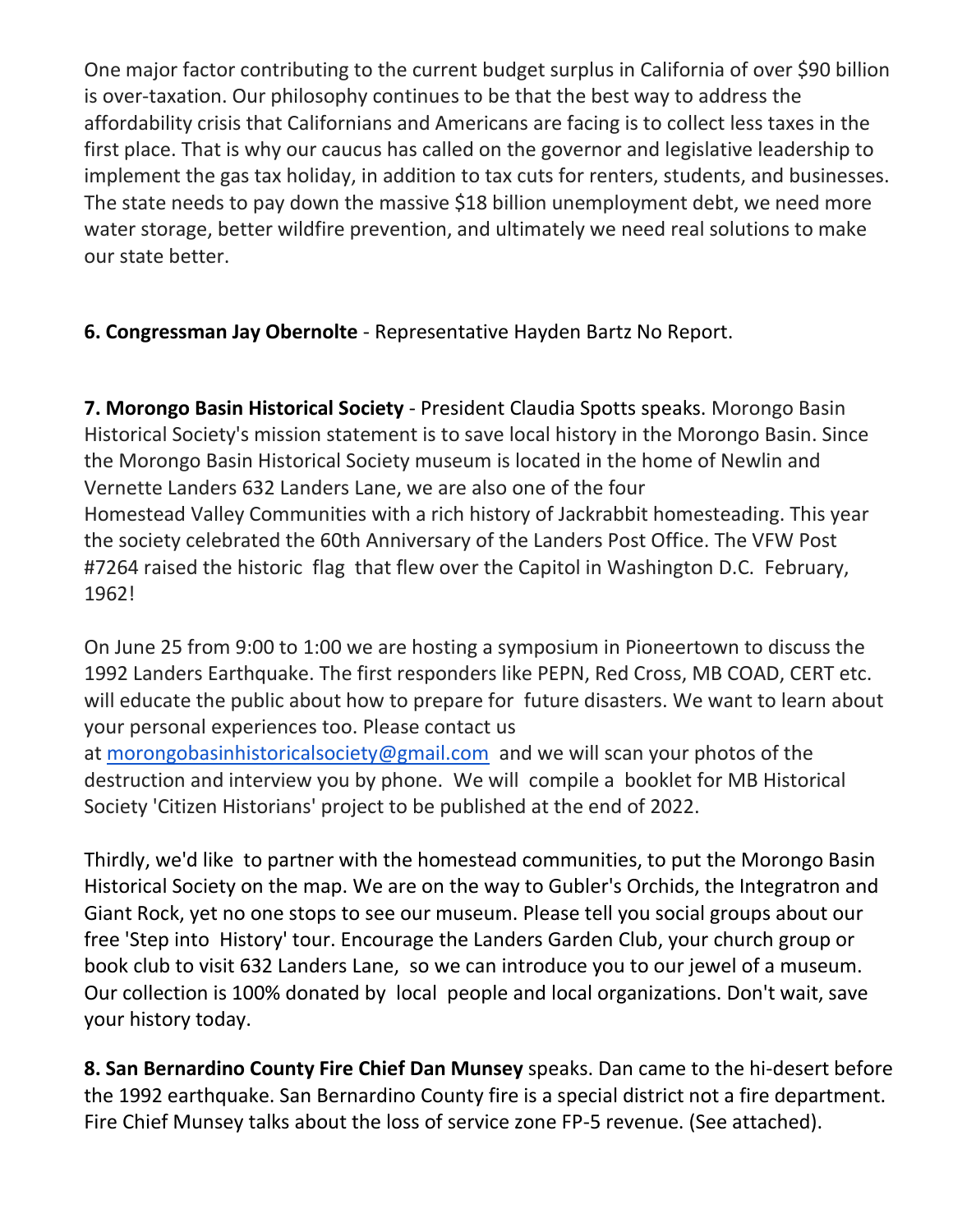One major factor contributing to the current budget surplus in California of over $90 billion is over-taxation. Our philosophy continues to be that the best way to address the affordability crisis that Californians and Americans are facing is to collect less taxes in the first place. That is why our caucus has called on the governor and legislative leadership to implement the gas tax holiday, in addition to tax cuts for renters, students, and businesses. The state needs to pay down the massive $18 billion unemployment debt, we need more water storage, better wildfire prevention, and ultimately we need real solutions to make our state better.

**6. Congressman Jay Obernolte** - Representative Hayden Bartz No Report.

**7. Morongo Basin Historical Society** - President Claudia Spotts speaks. Morongo Basin Historical Society's mission statement is to save local history in the Morongo Basin. Since the Morongo Basin Historical Society museum is located in the home of Newlin and Vernette Landers 632 Landers Lane, we are also one of the four Homestead Valley Communities with a rich history of Jackrabbit homesteading. This year the society celebrated the 60th Anniversary of the Landers Post Office. The VFW Post #7264 raised the historic flag that flew over the Capitol in Washington D.C. February, 1962!

On June 25 from 9:00 to 1:00 we are hosting a symposium in Pioneertown to discuss the 1992 Landers Earthquake. The first responders like PEPN, Red Cross, MB COAD, CERT etc. will educate the public about how to prepare for future disasters. We want to learn about your personal experiences too. Please contact us at morongobasinhistoricalsociety@gmail.com and we will scan your photos of the destruction and interview you by phone. We will compile a booklet for MB Historical Society 'Citizen Historians' project to be published at the end of 2022.

Thirdly, we'd like to partner with the homestead communities, to put the Morongo Basin Historical Society on the map. We are on the way to Gubler's Orchids, the Integratron and Giant Rock, yet no one stops to see our museum. Please tell you social groups about our free 'Step into History' tour. Encourage the Landers Garden Club, your church group or book club to visit 632 Landers Lane, so we can introduce you to our jewel of a museum. Our collection is 100% donated by local people and local organizations. Don't wait, save your history today.

**8. San Bernardino County Fire Chief Dan Munsey** speaks. Dan came to the hi-desert before the 1992 earthquake. San Bernardino County fire is a special district not a fire department. Fire Chief Munsey talks about the loss of service zone FP-5 revenue. (See attached).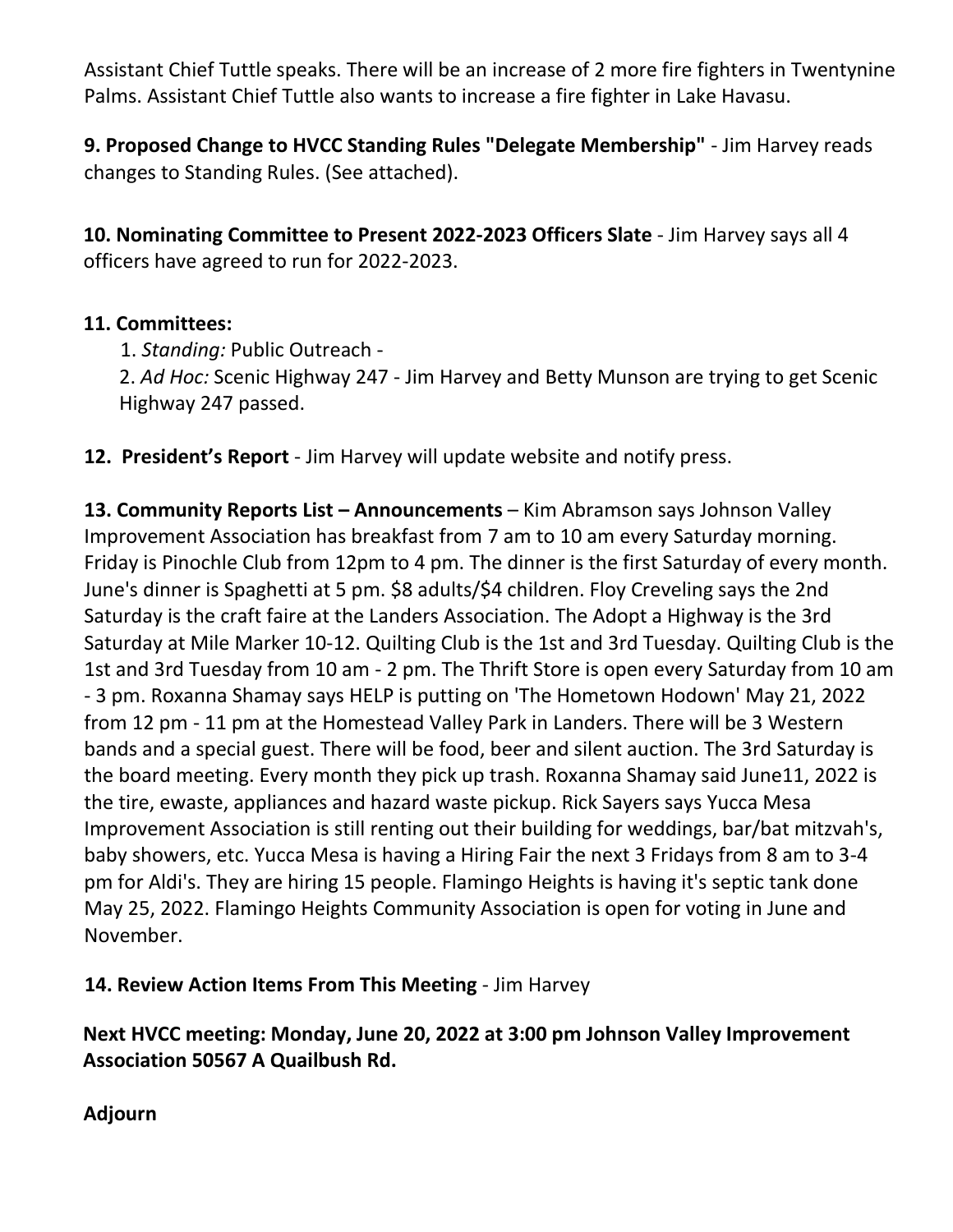Assistant Chief Tuttle speaks. There will be an increase of 2 more fire fighters in Twentynine Palms. Assistant Chief Tuttle also wants to increase a fire fighter in Lake Havasu.

**9. Proposed Change to HVCC Standing Rules "Delegate Membership"** - Jim Harvey reads changes to Standing Rules. (See attached).

**10. Nominating Committee to Present 2022-2023 Officers Slate** - Jim Harvey says all 4 officers have agreed to run for 2022-2023.

**11. Committees:**

1. *Standing:* Public Outreach -
2. *Ad Hoc:* Scenic Highway 247 - Jim Harvey and Betty Munson are trying to get Scenic Highway 247 passed.

**12. President's Report** - Jim Harvey will update website and notify press.

**13. Community Reports List – Announcements** – Kim Abramson says Johnson Valley Improvement Association has breakfast from 7 am to 10 am every Saturday morning. Friday is Pinochle Club from 12pm to 4 pm. The dinner is the first Saturday of every month. June's dinner is Spaghetti at 5 pm. $8 adults/$4 children. Floy Creveling says the 2nd Saturday is the craft faire at the Landers Association. The Adopt a Highway is the 3rd Saturday at Mile Marker 10-12. Quilting Club is the 1st and 3rd Tuesday. Quilting Club is the 1st and 3rd Tuesday from 10 am - 2 pm. The Thrift Store is open every Saturday from 10 am - 3 pm. Roxanna Shamay says HELP is putting on 'The Hometown Hodown' May 21, 2022 from 12 pm - 11 pm at the Homestead Valley Park in Landers. There will be 3 Western bands and a special guest. There will be food, beer and silent auction. The 3rd Saturday is the board meeting. Every month they pick up trash. Roxanna Shamay said June11, 2022 is the tire, ewaste, appliances and hazard waste pickup. Rick Sayers says Yucca Mesa Improvement Association is still renting out their building for weddings, bar/bat mitzvah's, baby showers, etc. Yucca Mesa is having a Hiring Fair the next 3 Fridays from 8 am to 3-4 pm for Aldi's. They are hiring 15 people. Flamingo Heights is having it's septic tank done May 25, 2022. Flamingo Heights Community Association is open for voting in June and November.

**14. Review Action Items From This Meeting** - Jim Harvey

**Next HVCC meeting: Monday, June 20, 2022 at 3:00 pm Johnson Valley Improvement Association 50567 A Quailbush Rd.**

**Adjourn**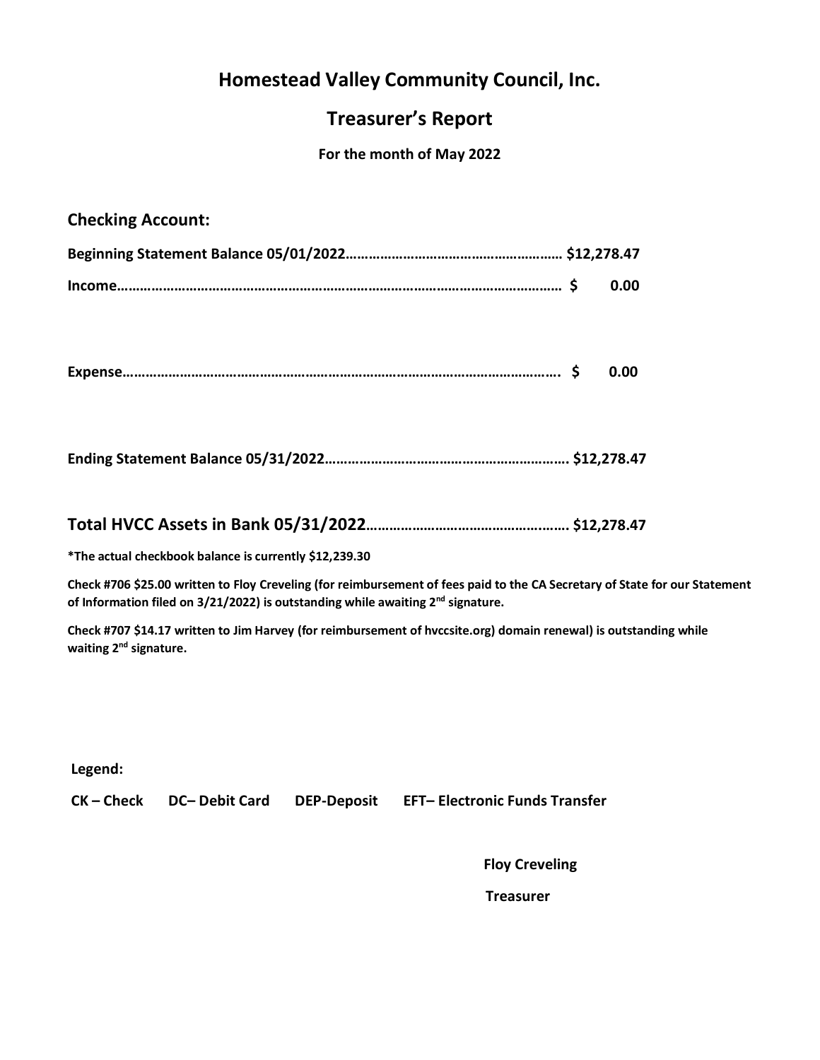# Homestead Valley Community Council, Inc.

## Treasurer's Report

**For the month of May 2022**

### Checking Account:

**Beginning Statement Balance 05/01/2022………………………………………………… $12,278.47**

**Income……………………………………………………………………………………………… $ 0.00**

**Expense……………………………………………………………………………………………. $ 0.00**

**Ending Statement Balance 05/31/2022………………………………………………………. $12,278.47**

**Total HVCC Assets in Bank 05/31/2022………………………………………….…. $12,278.47**

**\*The actual checkbook balance is currently $12,239.30**

**Check #706 $25.00 written to Floy Creveling (for reimbursement of fees paid to the CA Secretary of State for our Statement of Information filed on 3/21/2022) is outstanding while awaiting 2nd signature.**

**Check #707 $14.17 written to Jim Harvey (for reimbursement of hvccsite.org) domain renewal) is outstanding while waiting 2nd signature.**

**Legend:**

**CK – Check DC– Debit Card DEP-Deposit EFT– Electronic Funds Transfer**

**Floy Creveling**

**Treasurer**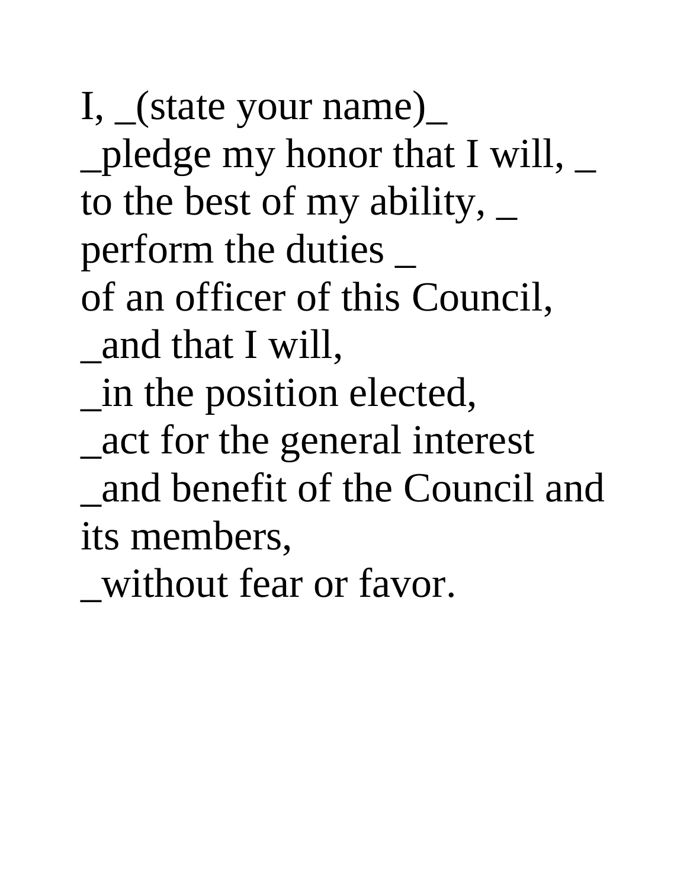I, _(state your name)_
_pledge my honor that I will, _
to the best of my ability, _
perform the duties _
of an officer of this Council,
_and that I will,
_in the position elected,
_act for the general interest
_and benefit of the Council and its members,
_without fear or favor.